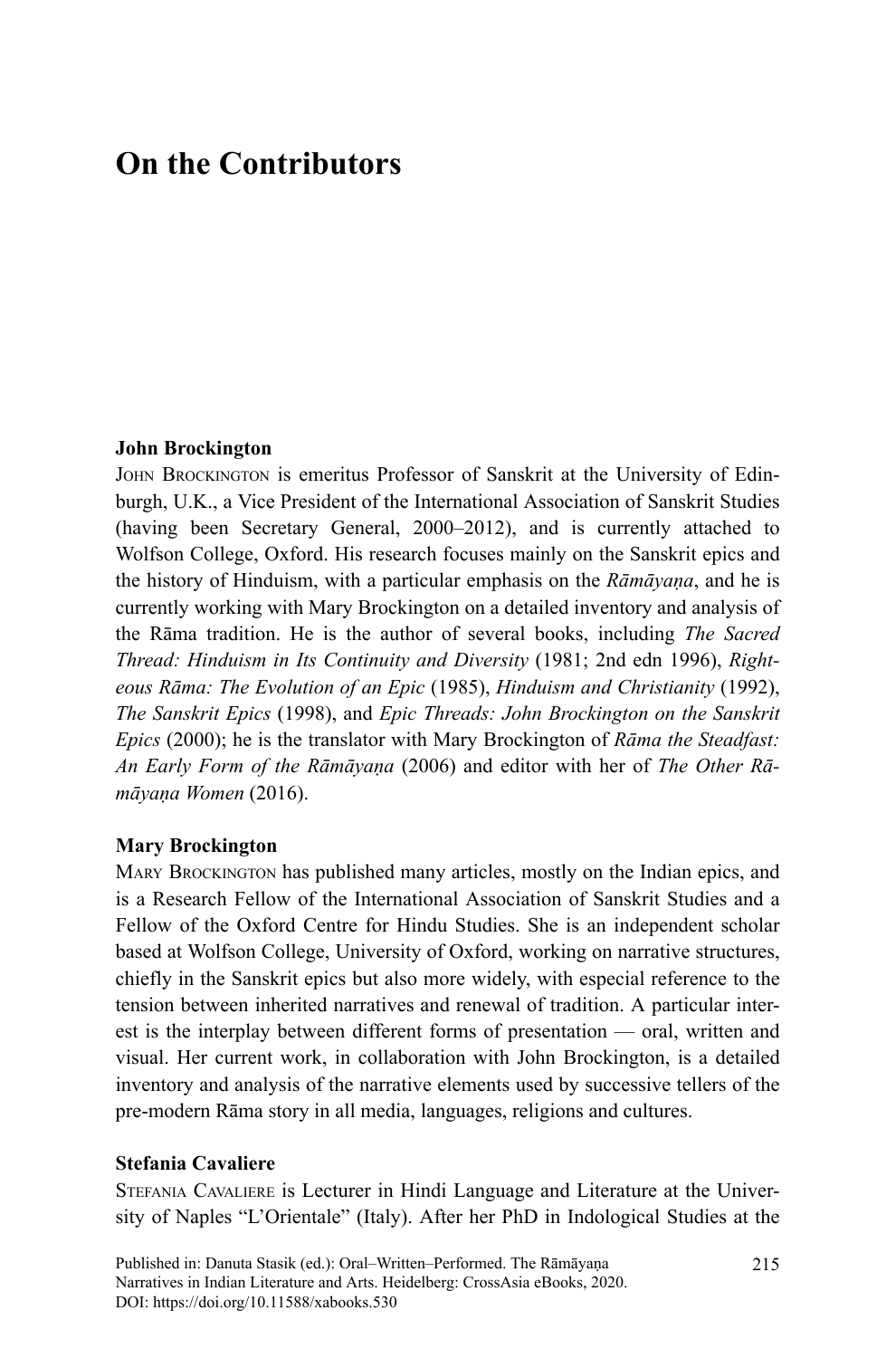# On the Contributors

**John Brockington**

JOHN BROCKINGTON is emeritus Professor of Sanskrit at the University of Edinburgh, U.K., a Vice President of the International Association of Sanskrit Studies (having been Secretary General, 2000–2012), and is currently attached to Wolfson College, Oxford. His research focuses mainly on the Sanskrit epics and the history of Hinduism, with a particular emphasis on the *Rāmāyaṇa*, and he is currently working with Mary Brockington on a detailed inventory and analysis of the Rāma tradition. He is the author of several books, including *The Sacred Thread: Hinduism in Its Continuity and Diversity* (1981; 2nd edn 1996), *Righteous Rāma: The Evolution of an Epic* (1985), *Hinduism and Christianity* (1992), *The Sanskrit Epics* (1998), and *Epic Threads: John Brockington on the Sanskrit Epics* (2000); he is the translator with Mary Brockington of *Rāma the Steadfast: An Early Form of the Rāmāyaṇa* (2006) and editor with her of *The Other Rāmāyaṇa Women* (2016).

**Mary Brockington**

MARY BROCKINGTON has published many articles, mostly on the Indian epics, and is a Research Fellow of the International Association of Sanskrit Studies and a Fellow of the Oxford Centre for Hindu Studies. She is an independent scholar based at Wolfson College, University of Oxford, working on narrative structures, chiefly in the Sanskrit epics but also more widely, with especial reference to the tension between inherited narratives and renewal of tradition. A particular interest is the interplay between different forms of presentation — oral, written and visual. Her current work, in collaboration with John Brockington, is a detailed inventory and analysis of the narrative elements used by successive tellers of the pre-modern Rāma story in all media, languages, religions and cultures.

**Stefania Cavaliere**

STEFANIA CAVALIERE is Lecturer in Hindi Language and Literature at the University of Naples "L'Orientale" (Italy). After her PhD in Indological Studies at the

Published in: Danuta Stasik (ed.): Oral–Written–Performed. The Rāmāyaṇa Narratives in Indian Literature and Arts. Heidelberg: CrossAsia eBooks, 2020. DOI: https://doi.org/10.11588/xabooks.530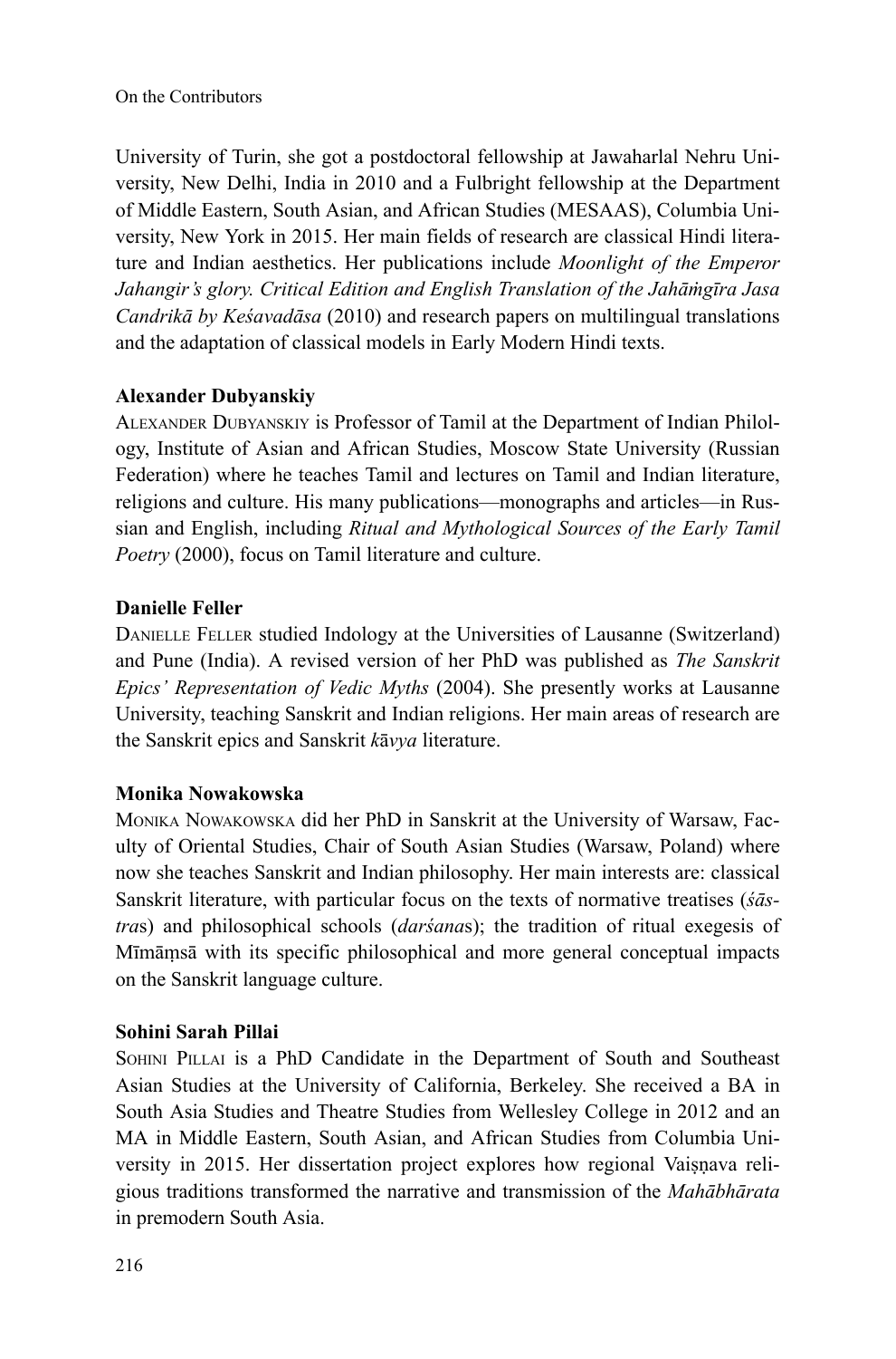University of Turin, she got a postdoctoral fellowship at Jawaharlal Nehru University, New Delhi, India in 2010 and a Fulbright fellowship at the Department of Middle Eastern, South Asian, and African Studies (MESAAS), Columbia University, New York in 2015. Her main fields of research are classical Hindi literature and Indian aesthetics. Her publications include *Moonlight of the Emperor Jahangir's glory. Critical Edition and English Translation of the Jahāṁgīra Jasa Candrikā by Keśavadāsa* (2010) and research papers on multilingual translations and the adaptation of classical models in Early Modern Hindi texts.

**Alexander Dubyanskiy**

ALEXANDER DUBYANSKIY is Professor of Tamil at the Department of Indian Philology, Institute of Asian and African Studies, Moscow State University (Russian Federation) where he teaches Tamil and lectures on Tamil and Indian literature, religions and culture. His many publications—monographs and articles—in Russian and English, including *Ritual and Mythological Sources of the Early Tamil Poetry* (2000), focus on Tamil literature and culture.

**Danielle Feller**

DANIELLE FELLER studied Indology at the Universities of Lausanne (Switzerland) and Pune (India). A revised version of her PhD was published as *The Sanskrit Epics' Representation of Vedic Myths* (2004). She presently works at Lausanne University, teaching Sanskrit and Indian religions. Her main areas of research are the Sanskrit epics and Sanskrit *kāvya* literature.

**Monika Nowakowska**

MONIKA NOWAKOWSKA did her PhD in Sanskrit at the University of Warsaw, Faculty of Oriental Studies, Chair of South Asian Studies (Warsaw, Poland) where now she teaches Sanskrit and Indian philosophy. Her main interests are: classical Sanskrit literature, with particular focus on the texts of normative treatises (*śāstra*s) and philosophical schools (*darśana*s); the tradition of ritual exegesis of Mīmāṃsā with its specific philosophical and more general conceptual impacts on the Sanskrit language culture.

**Sohini Sarah Pillai**

SOHINI PILLAI is a PhD Candidate in the Department of South and Southeast Asian Studies at the University of California, Berkeley. She received a BA in South Asia Studies and Theatre Studies from Wellesley College in 2012 and an MA in Middle Eastern, South Asian, and African Studies from Columbia University in 2015. Her dissertation project explores how regional Vaiṣṇava religious traditions transformed the narrative and transmission of the *Mahābhārata* in premodern South Asia.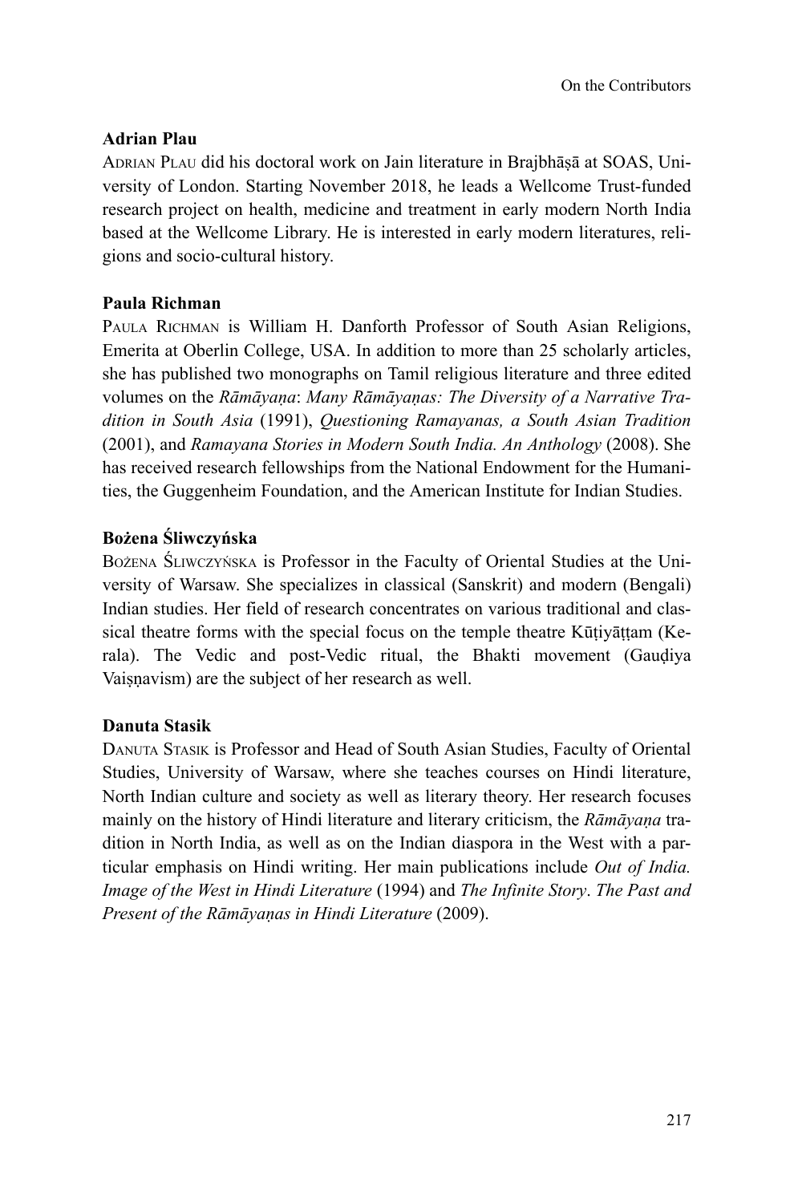**Adrian Plau**

ADRIAN PLAU did his doctoral work on Jain literature in Brajbhāṣā at SOAS, University of London. Starting November 2018, he leads a Wellcome Trust-funded research project on health, medicine and treatment in early modern North India based at the Wellcome Library. He is interested in early modern literatures, religions and socio-cultural history.

**Paula Richman**

PAULA RICHMAN is William H. Danforth Professor of South Asian Religions, Emerita at Oberlin College, USA. In addition to more than 25 scholarly articles, she has published two monographs on Tamil religious literature and three edited volumes on the *Rāmāyaṇa*: *Many Rāmāyaṇas: The Diversity of a Narrative Tradition in South Asia* (1991), *Questioning Ramayanas, a South Asian Tradition* (2001), and *Ramayana Stories in Modern South India. An Anthology* (2008). She has received research fellowships from the National Endowment for the Humanities, the Guggenheim Foundation, and the American Institute for Indian Studies.

**Bożena Śliwczyńska**

BOŻENA ŚLIWCZYŃSKA is Professor in the Faculty of Oriental Studies at the University of Warsaw. She specializes in classical (Sanskrit) and modern (Bengali) Indian studies. Her field of research concentrates on various traditional and classical theatre forms with the special focus on the temple theatre Kūṭiyāṭṭam (Kerala). The Vedic and post-Vedic ritual, the Bhakti movement (Gauḍiya Vaiṣṇavism) are the subject of her research as well.

**Danuta Stasik**

DANUTA STASIK is Professor and Head of South Asian Studies, Faculty of Oriental Studies, University of Warsaw, where she teaches courses on Hindi literature, North Indian culture and society as well as literary theory. Her research focuses mainly on the history of Hindi literature and literary criticism, the *Rāmāyaṇa* tradition in North India, as well as on the Indian diaspora in the West with a particular emphasis on Hindi writing. Her main publications include *Out of India. Image of the West in Hindi Literature* (1994) and *The Infinite Story*. *The Past and Present of the Rāmāyaṇas in Hindi Literature* (2009).